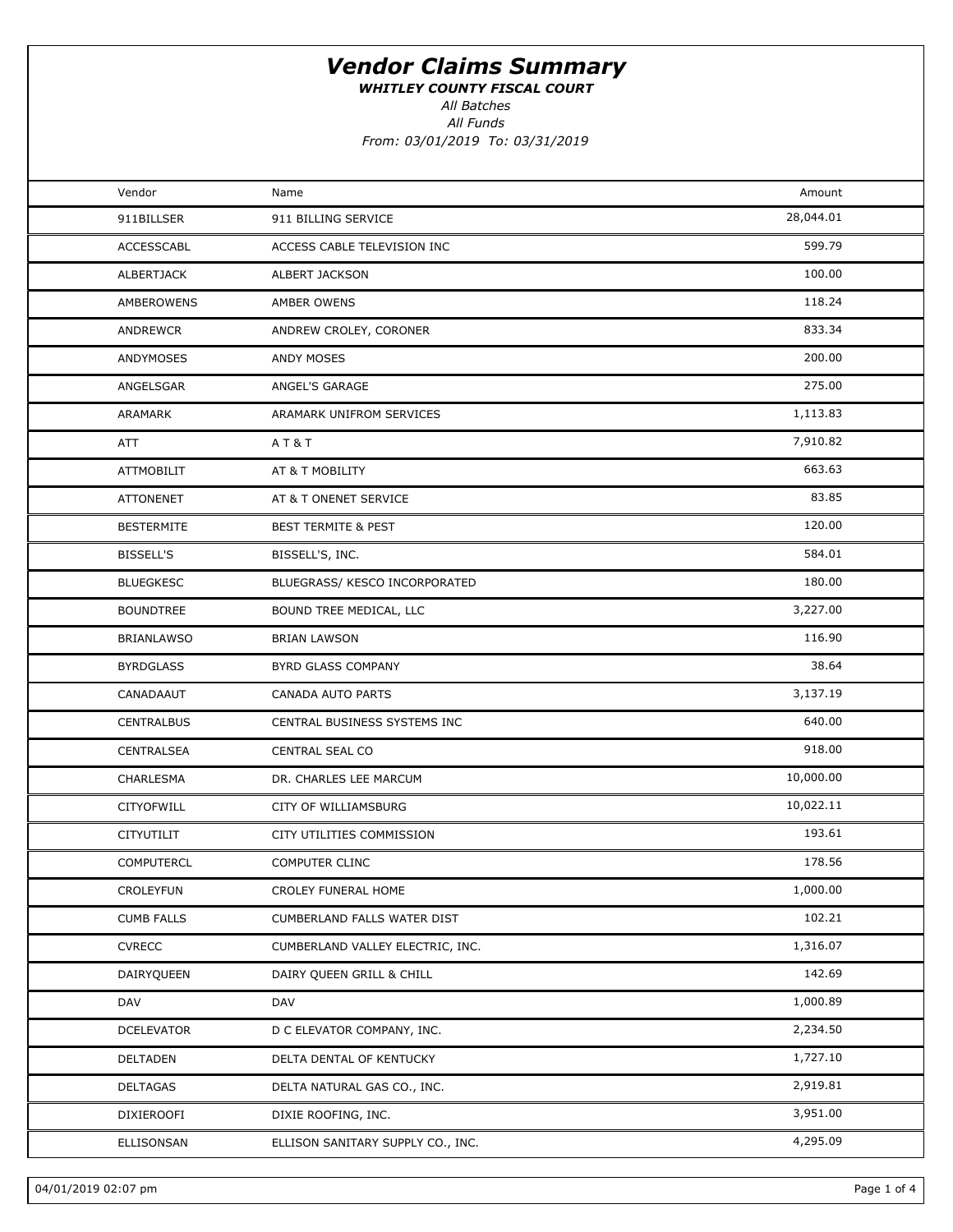# *Vendor Claims Summary*

***WHITLEY COUNTY FISCAL COURT***

*All Batches*

*All Funds*

*From: 03/01/2019 To: 03/31/2019*

| Vendor | Name | Amount |
|---|---|---|
| 911BILLSER | 911 BILLING SERVICE | 28,044.01 |
| ACCESSCABL | ACCESS CABLE TELEVISION INC | 599.79 |
| ALBERTJACK | ALBERT JACKSON | 100.00 |
| AMBEROWENS | AMBER OWENS | 118.24 |
| ANDREWCR | ANDREW CROLEY, CORONER | 833.34 |
| ANDYMOSES | ANDY MOSES | 200.00 |
| ANGELSGAR | ANGEL'S GARAGE | 275.00 |
| ARAMARK | ARAMARK UNIFROM SERVICES | 1,113.83 |
| ATT | A T & T | 7,910.82 |
| ATTMOBILIT | AT & T MOBILITY | 663.63 |
| ATTONENET | AT & T ONENET SERVICE | 83.85 |
| BESTERMITE | BEST TERMITE & PEST | 120.00 |
| BISSELL'S | BISSELL'S, INC. | 584.01 |
| BLUEGKESC | BLUEGRASS/ KESCO INCORPORATED | 180.00 |
| BOUNDTREE | BOUND TREE MEDICAL, LLC | 3,227.00 |
| BRIANLAWSO | BRIAN LAWSON | 116.90 |
| BYRDGLASS | BYRD GLASS COMPANY | 38.64 |
| CANADAAUT | CANADA AUTO PARTS | 3,137.19 |
| CENTRALBUS | CENTRAL BUSINESS SYSTEMS INC | 640.00 |
| CENTRALSEA | CENTRAL SEAL CO | 918.00 |
| CHARLESMA | DR. CHARLES LEE MARCUM | 10,000.00 |
| CITYOFWILL | CITY OF WILLIAMSBURG | 10,022.11 |
| CITYUTILIT | CITY UTILITIES COMMISSION | 193.61 |
| COMPUTERCL | COMPUTER CLINC | 178.56 |
| CROLEYFUN | CROLEY FUNERAL HOME | 1,000.00 |
| CUMB FALLS | CUMBERLAND FALLS WATER DIST | 102.21 |
| CVRECC | CUMBERLAND VALLEY ELECTRIC, INC. | 1,316.07 |
| DAIRYQUEEN | DAIRY QUEEN GRILL & CHILL | 142.69 |
| DAV | DAV | 1,000.89 |
| DCELEVATOR | D C ELEVATOR COMPANY, INC. | 2,234.50 |
| DELTADEN | DELTA DENTAL OF KENTUCKY | 1,727.10 |
| DELTAGAS | DELTA NATURAL GAS CO., INC. | 2,919.81 |
| DIXIEROOFI | DIXIE ROOFING, INC. | 3,951.00 |
| ELLISONSAN | ELLISON SANITARY SUPPLY CO., INC. | 4,295.09 |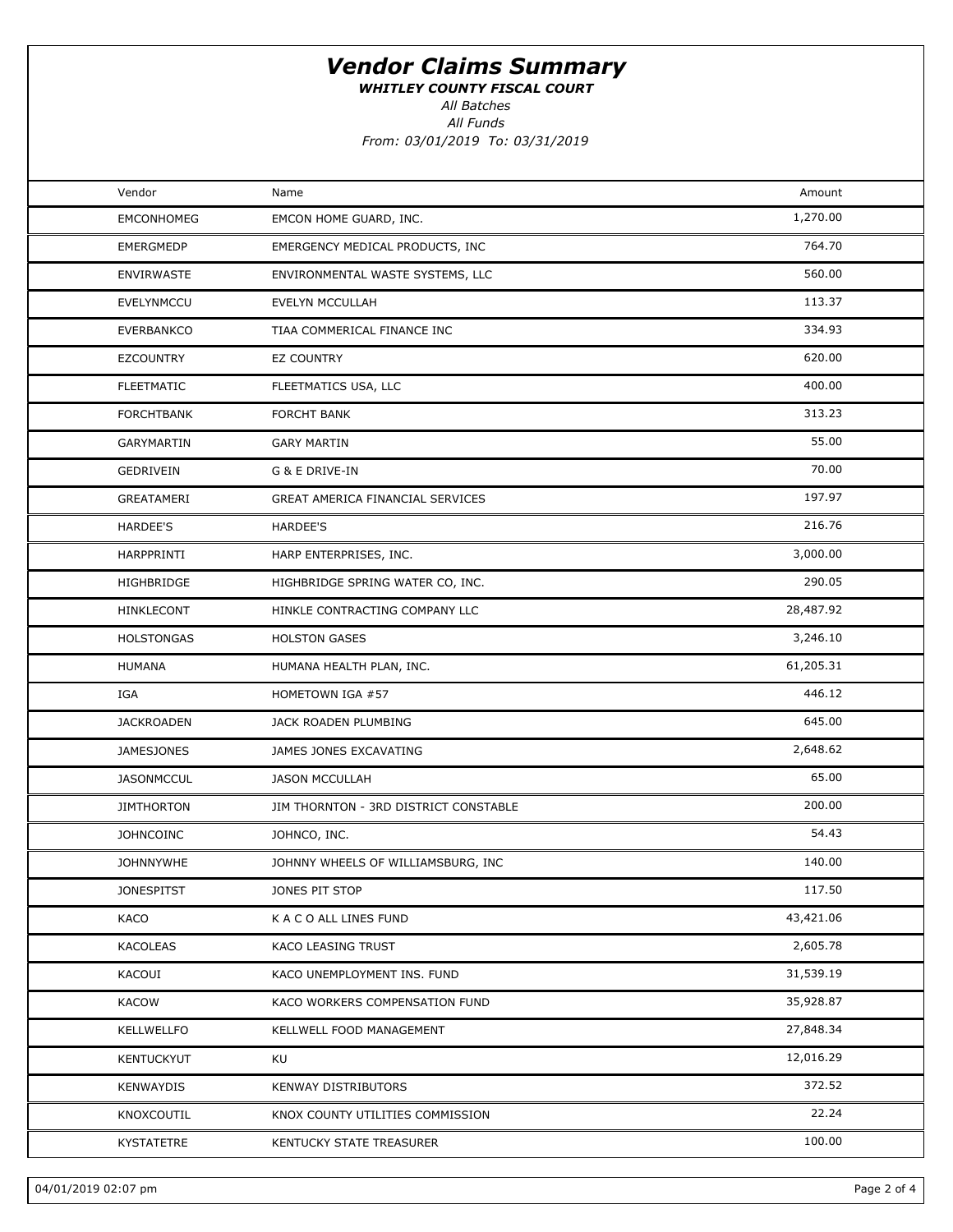# *Vendor Claims Summary*

***WHITLEY COUNTY FISCAL COURT***

*All Batches*

*All Funds*

*From: 03/01/2019 To: 03/31/2019*

| Vendor | Name | Amount |
|---|---|---|
| EMCONHOMEG | EMCON HOME GUARD, INC. | 1,270.00 |
| EMERGMEDP | EMERGENCY MEDICAL PRODUCTS, INC | 764.70 |
| ENVIRWASTE | ENVIRONMENTAL WASTE SYSTEMS, LLC | 560.00 |
| EVELYNMCCU | EVELYN MCCULLAH | 113.37 |
| EVERBANKCO | TIAA COMMERICAL FINANCE INC | 334.93 |
| EZCOUNTRY | EZ COUNTRY | 620.00 |
| FLEETMATIC | FLEETMATICS USA, LLC | 400.00 |
| FORCHTBANK | FORCHT BANK | 313.23 |
| GARYMARTIN | GARY MARTIN | 55.00 |
| GEDRIVEIN | G & E DRIVE-IN | 70.00 |
| GREATAMERI | GREAT AMERICA FINANCIAL SERVICES | 197.97 |
| HARDEE'S | HARDEE'S | 216.76 |
| HARPPRINTI | HARP ENTERPRISES, INC. | 3,000.00 |
| HIGHBRIDGE | HIGHBRIDGE SPRING WATER CO, INC. | 290.05 |
| HINKLECONT | HINKLE CONTRACTING COMPANY LLC | 28,487.92 |
| HOLSTONGAS | HOLSTON GASES | 3,246.10 |
| HUMANA | HUMANA HEALTH PLAN, INC. | 61,205.31 |
| IGA | HOMETOWN IGA #57 | 446.12 |
| JACKROADEN | JACK ROADEN PLUMBING | 645.00 |
| JAMESJONES | JAMES JONES EXCAVATING | 2,648.62 |
| JASONMCCUL | JASON MCCULLAH | 65.00 |
| JIMTHORTON | JIM THORNTON - 3RD DISTRICT CONSTABLE | 200.00 |
| JOHNCOINC | JOHNCO, INC. | 54.43 |
| JOHNNYWHE | JOHNNY WHEELS OF WILLIAMSBURG, INC | 140.00 |
| JONESPITST | JONES PIT STOP | 117.50 |
| KACO | K A C O ALL LINES FUND | 43,421.06 |
| KACOLEAS | KACO LEASING TRUST | 2,605.78 |
| KACOUI | KACO UNEMPLOYMENT INS. FUND | 31,539.19 |
| KACOW | KACO WORKERS COMPENSATION FUND | 35,928.87 |
| KELLWELLFO | KELLWELL FOOD MANAGEMENT | 27,848.34 |
| KENTUCKYUT | KU | 12,016.29 |
| KENWAYDIS | KENWAY DISTRIBUTORS | 372.52 |
| KNOXCOUTIL | KNOX COUNTY UTILITIES COMMISSION | 22.24 |
| KYSTATETRE | KENTUCKY STATE TREASURER | 100.00 |

04/01/2019 02:07 pm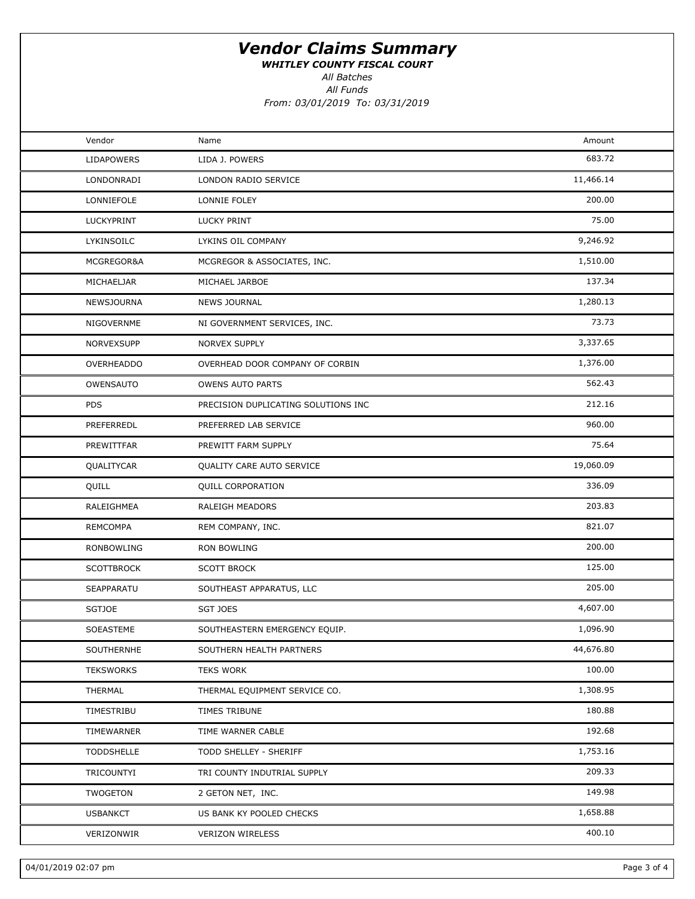# Vendor Claims Summary

***WHITLEY COUNTY FISCAL COURT***

*All Batches*

*All Funds*

*From: 03/01/2019 To: 03/31/2019*

| Vendor | Name | Amount |
|---|---|---|
| LIDAPOWERS | LIDA J. POWERS | 683.72 |
| LONDONRADI | LONDON RADIO SERVICE | 11,466.14 |
| LONNIEFOLE | LONNIE FOLEY | 200.00 |
| LUCKYPRINT | LUCKY PRINT | 75.00 |
| LYKINSOILC | LYKINS OIL COMPANY | 9,246.92 |
| MCGREGOR&A | MCGREGOR & ASSOCIATES, INC. | 1,510.00 |
| MICHAELJAR | MICHAEL JARBOE | 137.34 |
| NEWSJOURNA | NEWS JOURNAL | 1,280.13 |
| NIGOVERNME | NI GOVERNMENT SERVICES, INC. | 73.73 |
| NORVEXSUPP | NORVEX SUPPLY | 3,337.65 |
| OVERHEADDO | OVERHEAD DOOR COMPANY OF CORBIN | 1,376.00 |
| OWENSAUTO | OWENS AUTO PARTS | 562.43 |
| PDS | PRECISION DUPLICATING SOLUTIONS INC | 212.16 |
| PREFERREDL | PREFERRED LAB SERVICE | 960.00 |
| PREWITTFAR | PREWITT FARM SUPPLY | 75.64 |
| QUALITYCAR | QUALITY CARE AUTO SERVICE | 19,060.09 |
| QUILL | QUILL CORPORATION | 336.09 |
| RALEIGHMEA | RALEIGH MEADORS | 203.83 |
| REMCOMPA | REM COMPANY, INC. | 821.07 |
| RONBOWLING | RON BOWLING | 200.00 |
| SCOTTBROCK | SCOTT BROCK | 125.00 |
| SEAPPARATU | SOUTHEAST APPARATUS, LLC | 205.00 |
| SGTJOE | SGT JOES | 4,607.00 |
| SOEASTEME | SOUTHEASTERN EMERGENCY EQUIP. | 1,096.90 |
| SOUTHERNHE | SOUTHERN HEALTH PARTNERS | 44,676.80 |
| TEKSWORKS | TEKS WORK | 100.00 |
| THERMAL | THERMAL EQUIPMENT SERVICE CO. | 1,308.95 |
| TIMESTRIBU | TIMES TRIBUNE | 180.88 |
| TIMEWARNER | TIME WARNER CABLE | 192.68 |
| TODDSHELLE | TODD SHELLEY - SHERIFF | 1,753.16 |
| TRICOUNTYI | TRI COUNTY INDUTRIAL SUPPLY | 209.33 |
| TWOGETON | 2 GETON NET, INC. | 149.98 |
| USBANKCT | US BANK KY POOLED CHECKS | 1,658.88 |
| VERIZONWIR | VERIZON WIRELESS | 400.10 |

04/01/2019 02:07 pm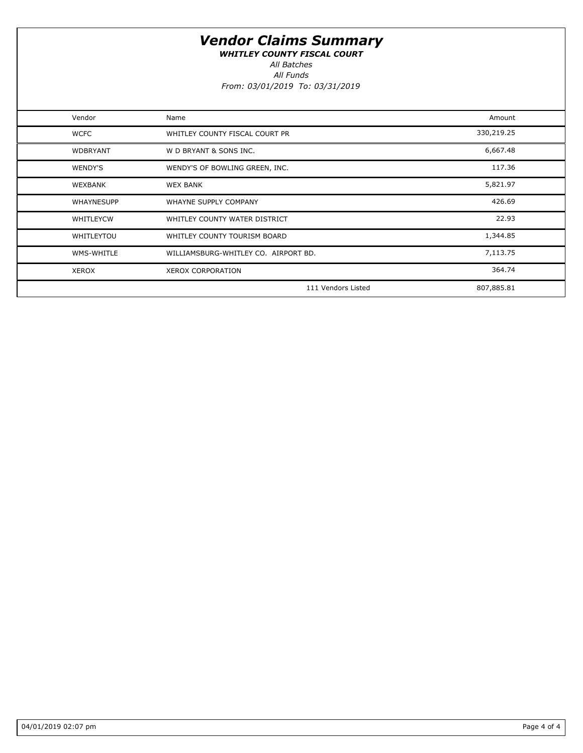# *Vendor Claims Summary*

***WHITLEY COUNTY FISCAL COURT***

*All Batches*

*All Funds*

*From: 03/01/2019 To: 03/31/2019*

| Vendor | Name | Amount |
|---|---|---|
| WCFC | WHITLEY COUNTY FISCAL COURT PR | 330,219.25 |
| WDBRYANT | W D BRYANT & SONS INC. | 6,667.48 |
| WENDY'S | WENDY'S OF BOWLING GREEN, INC. | 117.36 |
| WEXBANK | WEX BANK | 5,821.97 |
| WHAYNESUPP | WHAYNE SUPPLY COMPANY | 426.69 |
| WHITLEYCW | WHITLEY COUNTY WATER DISTRICT | 22.93 |
| WHITLEYTOU | WHITLEY COUNTY TOURISM BOARD | 1,344.85 |
| WMS-WHITLE | WILLIAMSBURG-WHITLEY CO. AIRPORT BD. | 7,113.75 |
| XEROX | XEROX CORPORATION | 364.74 |
| | 111 Vendors Listed | 807,885.81 |

04/01/2019 02:07 pm